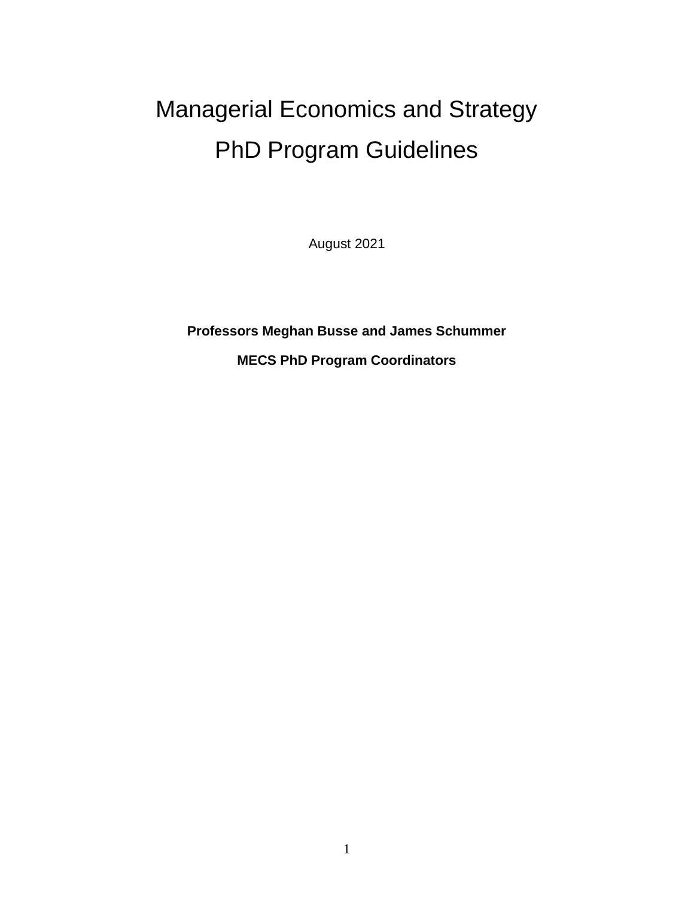# Managerial Economics and Strategy PhD Program Guidelines

August 2021

**Professors Meghan Busse and James Schummer**

**MECS PhD Program Coordinators**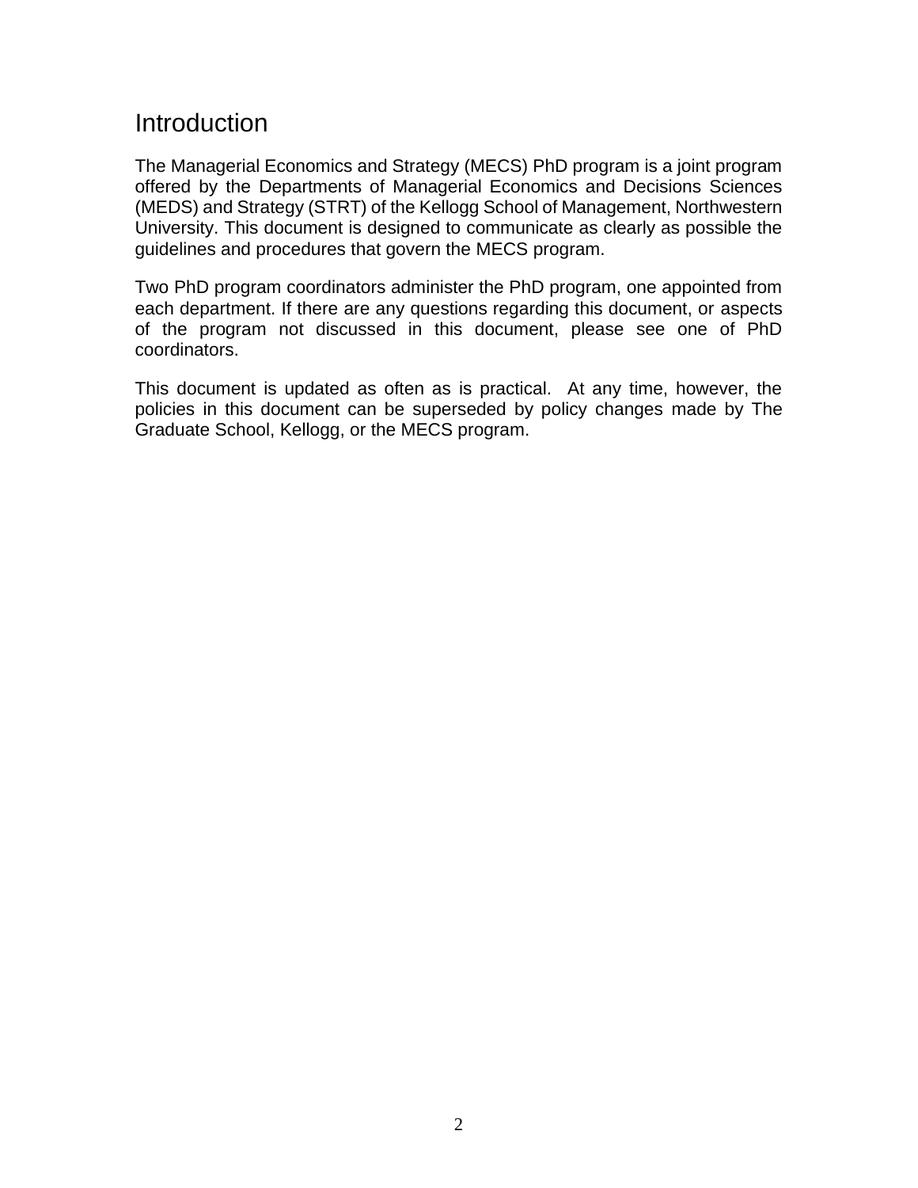# Introduction

The Managerial Economics and Strategy (MECS) PhD program is a joint program offered by the Departments of Managerial Economics and Decisions Sciences (MEDS) and Strategy (STRT) of the Kellogg School of Management, Northwestern University. This document is designed to communicate as clearly as possible the guidelines and procedures that govern the MECS program.

Two PhD program coordinators administer the PhD program, one appointed from each department. If there are any questions regarding this document, or aspects of the program not discussed in this document, please see one of PhD coordinators.

This document is updated as often as is practical. At any time, however, the policies in this document can be superseded by policy changes made by The Graduate School, Kellogg, or the MECS program.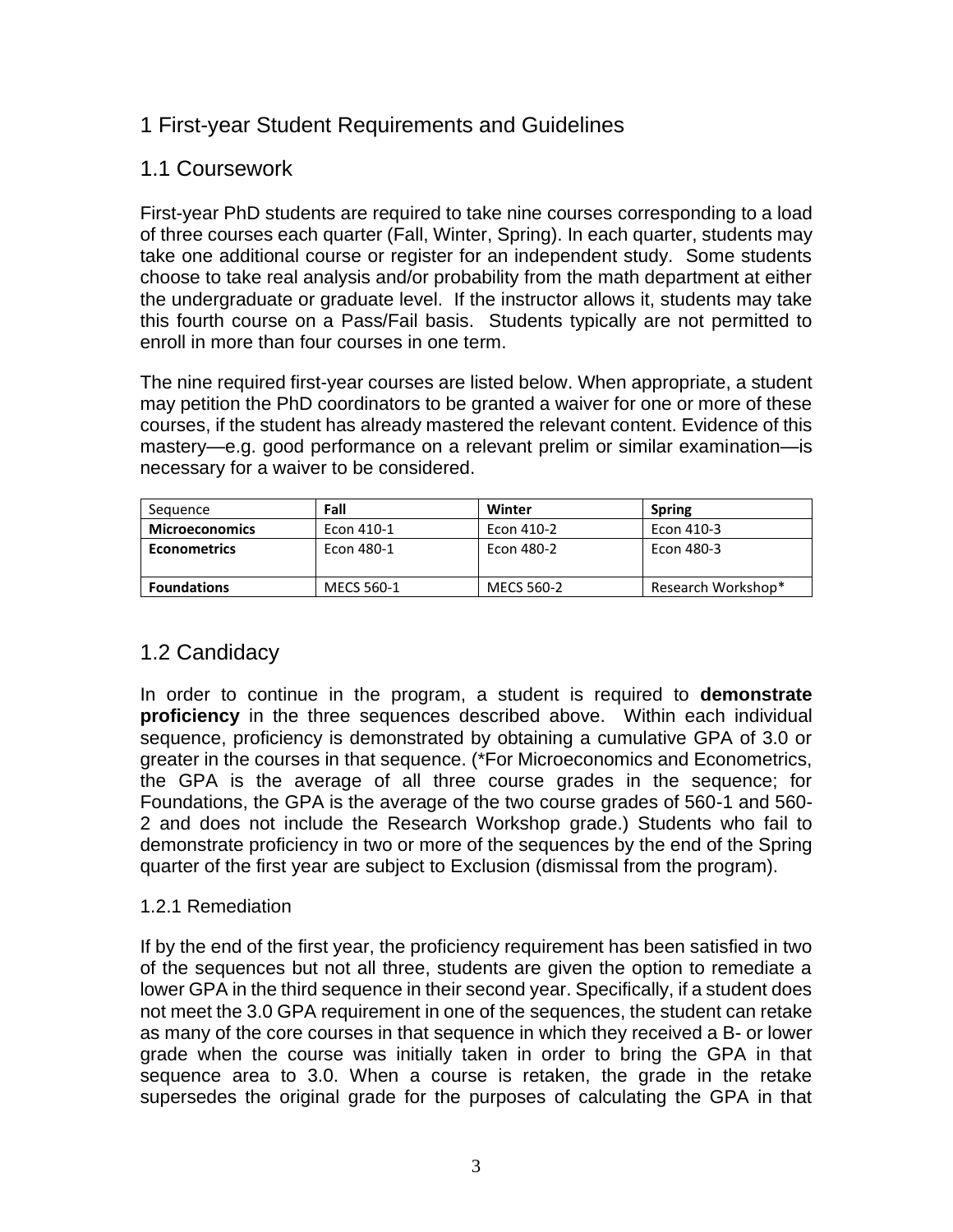# 1 First-year Student Requirements and Guidelines

## 1.1 Coursework

First-year PhD students are required to take nine courses corresponding to a load of three courses each quarter (Fall, Winter, Spring). In each quarter, students may take one additional course or register for an independent study. Some students choose to take real analysis and/or probability from the math department at either the undergraduate or graduate level. If the instructor allows it, students may take this fourth course on a Pass/Fail basis. Students typically are not permitted to enroll in more than four courses in one term.

The nine required first-year courses are listed below. When appropriate, a student may petition the PhD coordinators to be granted a waiver for one or more of these courses, if the student has already mastered the relevant content. Evidence of this mastery—e.g. good performance on a relevant prelim or similar examination—is necessary for a waiver to be considered.

| Sequence | **Fall** | **Winter** | **Spring** |
|---|---|---|---|
| **Microeconomics** | Econ 410-1 | Econ 410-2 | Econ 410-3 |
| **Econometrics** | Econ 480-1 | Econ 480-2 | Econ 480-3 |
| **Foundations** | MECS 560-1 | MECS 560-2 | Research Workshop* |

## 1.2 Candidacy

In order to continue in the program, a student is required to **demonstrate proficiency** in the three sequences described above. Within each individual sequence, proficiency is demonstrated by obtaining a cumulative GPA of 3.0 or greater in the courses in that sequence. (*For Microeconomics and Econometrics, the GPA is the average of all three course grades in the sequence; for Foundations, the GPA is the average of the two course grades of 560-1 and 560-2 and does not include the Research Workshop grade.) Students who fail to demonstrate proficiency in two or more of the sequences by the end of the Spring quarter of the first year are subject to Exclusion (dismissal from the program).

### 1.2.1 Remediation

If by the end of the first year, the proficiency requirement has been satisfied in two of the sequences but not all three, students are given the option to remediate a lower GPA in the third sequence in their second year. Specifically, if a student does not meet the 3.0 GPA requirement in one of the sequences, the student can retake as many of the core courses in that sequence in which they received a B- or lower grade when the course was initially taken in order to bring the GPA in that sequence area to 3.0. When a course is retaken, the grade in the retake supersedes the original grade for the purposes of calculating the GPA in that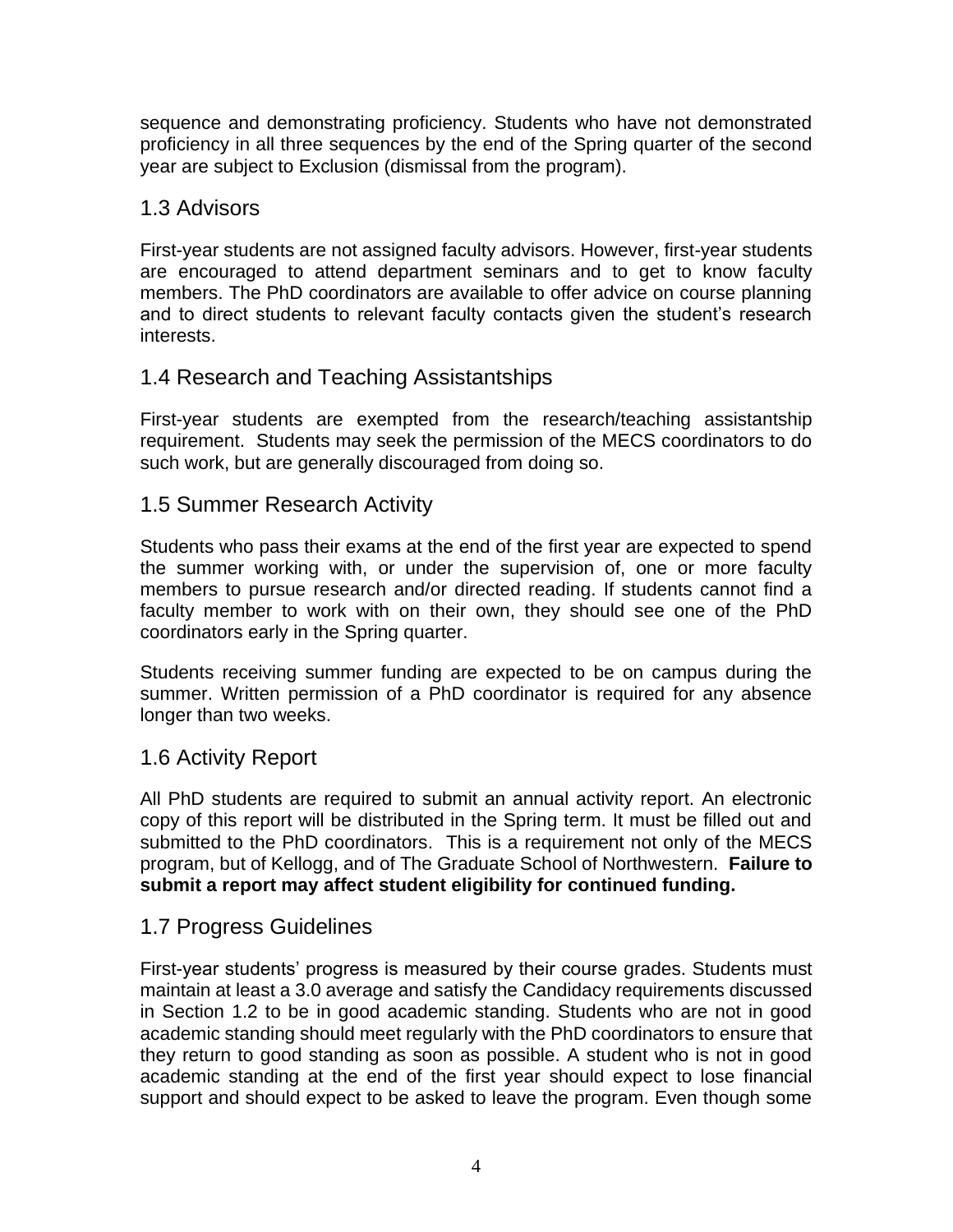sequence and demonstrating proficiency. Students who have not demonstrated proficiency in all three sequences by the end of the Spring quarter of the second year are subject to Exclusion (dismissal from the program).

## 1.3 Advisors

First-year students are not assigned faculty advisors. However, first-year students are encouraged to attend department seminars and to get to know faculty members. The PhD coordinators are available to offer advice on course planning and to direct students to relevant faculty contacts given the student's research interests.

## 1.4 Research and Teaching Assistantships

First-year students are exempted from the research/teaching assistantship requirement. Students may seek the permission of the MECS coordinators to do such work, but are generally discouraged from doing so.

## 1.5 Summer Research Activity

Students who pass their exams at the end of the first year are expected to spend the summer working with, or under the supervision of, one or more faculty members to pursue research and/or directed reading. If students cannot find a faculty member to work with on their own, they should see one of the PhD coordinators early in the Spring quarter.

Students receiving summer funding are expected to be on campus during the summer. Written permission of a PhD coordinator is required for any absence longer than two weeks.

## 1.6 Activity Report

All PhD students are required to submit an annual activity report. An electronic copy of this report will be distributed in the Spring term. It must be filled out and submitted to the PhD coordinators. This is a requirement not only of the MECS program, but of Kellogg, and of The Graduate School of Northwestern. **Failure to submit a report may affect student eligibility for continued funding.**

## 1.7 Progress Guidelines

First-year students' progress is measured by their course grades. Students must maintain at least a 3.0 average and satisfy the Candidacy requirements discussed in Section 1.2 to be in good academic standing. Students who are not in good academic standing should meet regularly with the PhD coordinators to ensure that they return to good standing as soon as possible. A student who is not in good academic standing at the end of the first year should expect to lose financial support and should expect to be asked to leave the program. Even though some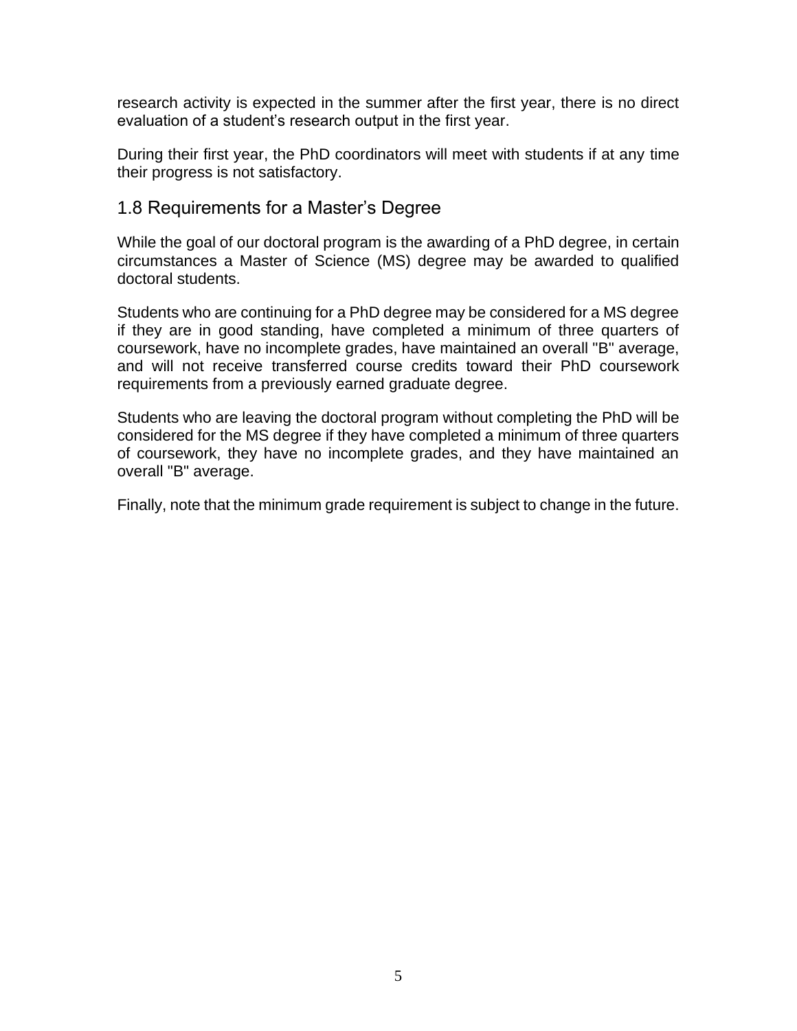research activity is expected in the summer after the first year, there is no direct evaluation of a student's research output in the first year.

During their first year, the PhD coordinators will meet with students if at any time their progress is not satisfactory.

## 1.8 Requirements for a Master's Degree

While the goal of our doctoral program is the awarding of a PhD degree, in certain circumstances a Master of Science (MS) degree may be awarded to qualified doctoral students.

Students who are continuing for a PhD degree may be considered for a MS degree if they are in good standing, have completed a minimum of three quarters of coursework, have no incomplete grades, have maintained an overall "B" average, and will not receive transferred course credits toward their PhD coursework requirements from a previously earned graduate degree.

Students who are leaving the doctoral program without completing the PhD will be considered for the MS degree if they have completed a minimum of three quarters of coursework, they have no incomplete grades, and they have maintained an overall "B" average.

Finally, note that the minimum grade requirement is subject to change in the future.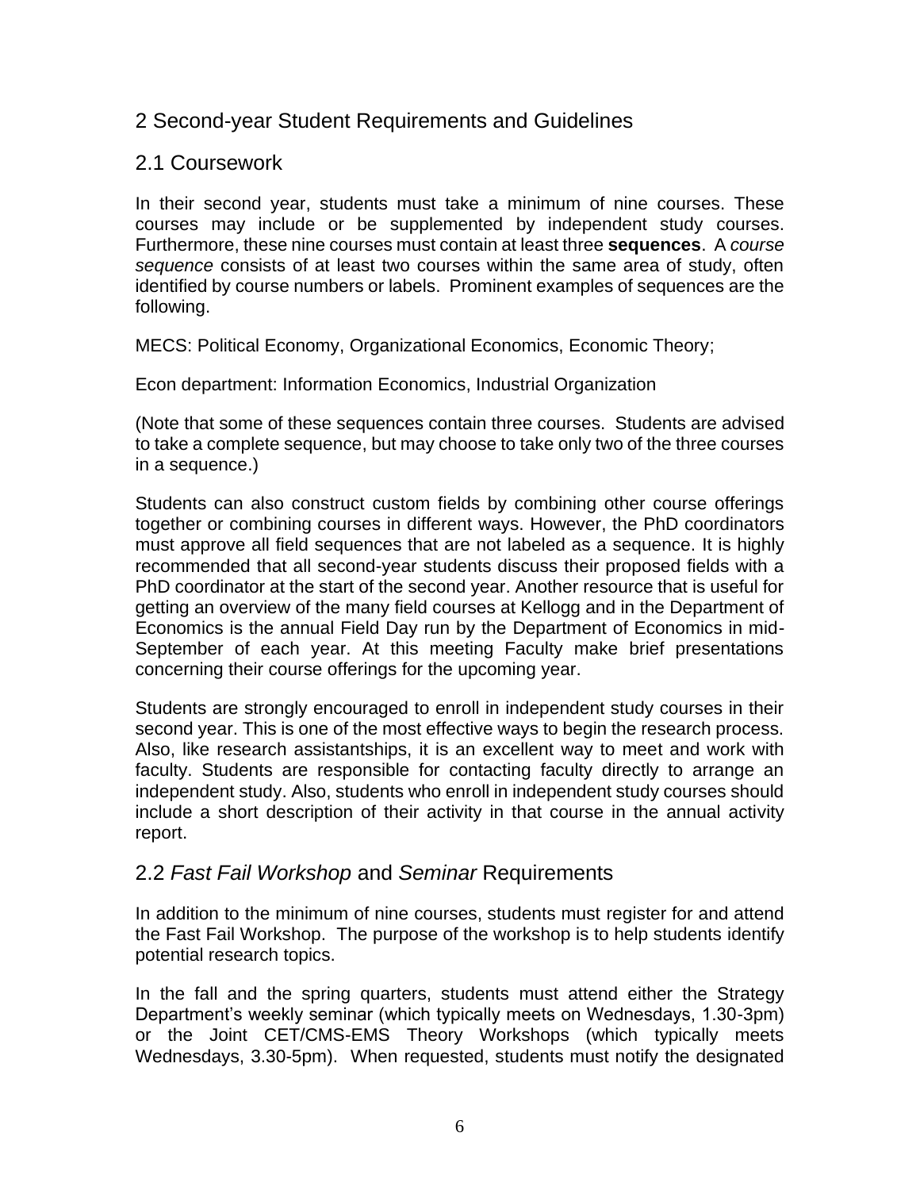## 2 Second-year Student Requirements and Guidelines

### 2.1 Coursework

In their second year, students must take a minimum of nine courses. These courses may include or be supplemented by independent study courses. Furthermore, these nine courses must contain at least three **sequences**. A *course sequence* consists of at least two courses within the same area of study, often identified by course numbers or labels. Prominent examples of sequences are the following.

MECS: Political Economy, Organizational Economics, Economic Theory;

Econ department: Information Economics, Industrial Organization

(Note that some of these sequences contain three courses. Students are advised to take a complete sequence, but may choose to take only two of the three courses in a sequence.)

Students can also construct custom fields by combining other course offerings together or combining courses in different ways. However, the PhD coordinators must approve all field sequences that are not labeled as a sequence. It is highly recommended that all second-year students discuss their proposed fields with a PhD coordinator at the start of the second year. Another resource that is useful for getting an overview of the many field courses at Kellogg and in the Department of Economics is the annual Field Day run by the Department of Economics in mid-September of each year. At this meeting Faculty make brief presentations concerning their course offerings for the upcoming year.

Students are strongly encouraged to enroll in independent study courses in their second year. This is one of the most effective ways to begin the research process. Also, like research assistantships, it is an excellent way to meet and work with faculty. Students are responsible for contacting faculty directly to arrange an independent study. Also, students who enroll in independent study courses should include a short description of their activity in that course in the annual activity report.

### 2.2 *Fast Fail Workshop* and *Seminar* Requirements

In addition to the minimum of nine courses, students must register for and attend the Fast Fail Workshop. The purpose of the workshop is to help students identify potential research topics.

In the fall and the spring quarters, students must attend either the Strategy Department's weekly seminar (which typically meets on Wednesdays, 1.30-3pm) or the Joint CET/CMS-EMS Theory Workshops (which typically meets Wednesdays, 3.30-5pm). When requested, students must notify the designated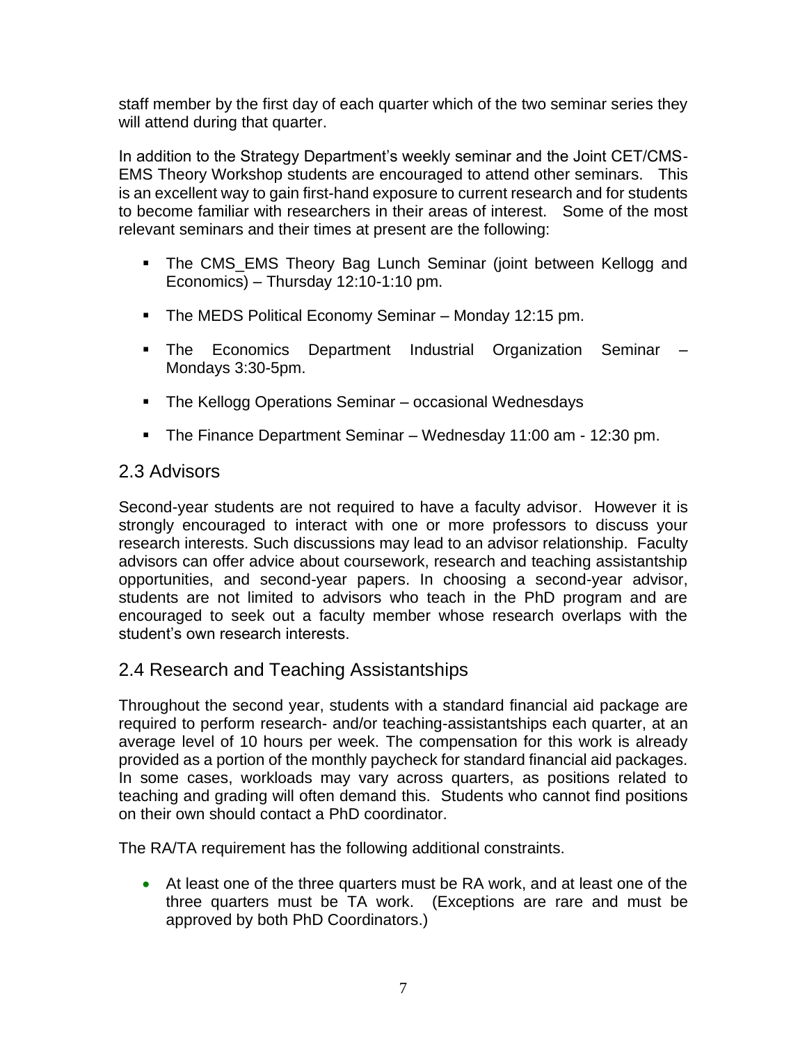staff member by the first day of each quarter which of the two seminar series they will attend during that quarter.

In addition to the Strategy Department's weekly seminar and the Joint CET/CMS-EMS Theory Workshop students are encouraged to attend other seminars. This is an excellent way to gain first-hand exposure to current research and for students to become familiar with researchers in their areas of interest. Some of the most relevant seminars and their times at present are the following:

- The CMS_EMS Theory Bag Lunch Seminar (joint between Kellogg and Economics) – Thursday 12:10-1:10 pm.
- The MEDS Political Economy Seminar – Monday 12:15 pm.
- The Economics Department Industrial Organization Seminar – Mondays 3:30-5pm.
- The Kellogg Operations Seminar – occasional Wednesdays
- The Finance Department Seminar – Wednesday 11:00 am - 12:30 pm.

## 2.3 Advisors

Second-year students are not required to have a faculty advisor. However it is strongly encouraged to interact with one or more professors to discuss your research interests. Such discussions may lead to an advisor relationship. Faculty advisors can offer advice about coursework, research and teaching assistantship opportunities, and second-year papers. In choosing a second-year advisor, students are not limited to advisors who teach in the PhD program and are encouraged to seek out a faculty member whose research overlaps with the student's own research interests.

## 2.4 Research and Teaching Assistantships

Throughout the second year, students with a standard financial aid package are required to perform research- and/or teaching-assistantships each quarter, at an average level of 10 hours per week. The compensation for this work is already provided as a portion of the monthly paycheck for standard financial aid packages. In some cases, workloads may vary across quarters, as positions related to teaching and grading will often demand this. Students who cannot find positions on their own should contact a PhD coordinator.

The RA/TA requirement has the following additional constraints.

- At least one of the three quarters must be RA work, and at least one of the three quarters must be TA work. (Exceptions are rare and must be approved by both PhD Coordinators.)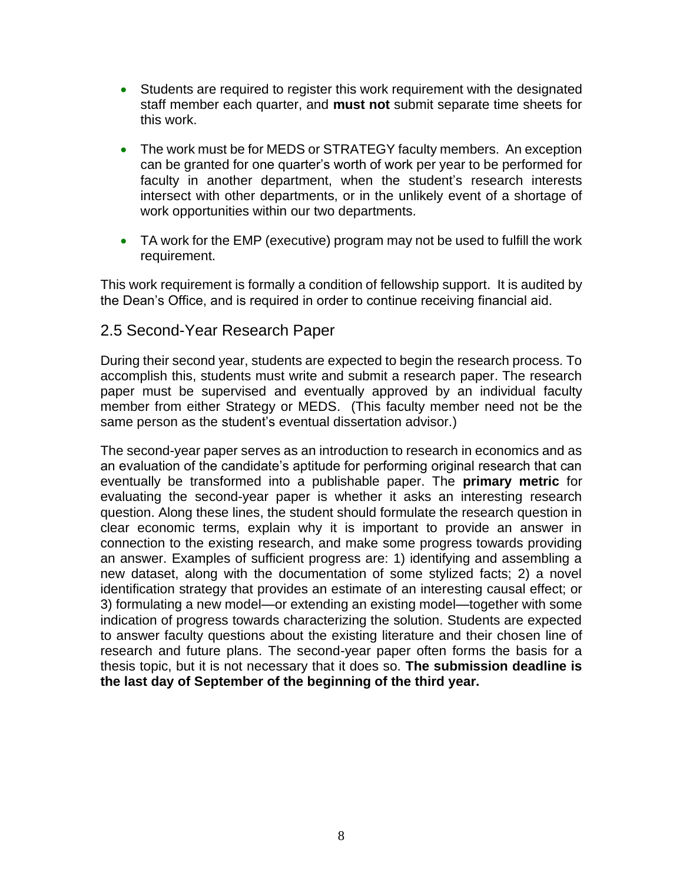- Students are required to register this work requirement with the designated staff member each quarter, and **must not** submit separate time sheets for this work.
- The work must be for MEDS or STRATEGY faculty members. An exception can be granted for one quarter's worth of work per year to be performed for faculty in another department, when the student's research interests intersect with other departments, or in the unlikely event of a shortage of work opportunities within our two departments.
- TA work for the EMP (executive) program may not be used to fulfill the work requirement.

This work requirement is formally a condition of fellowship support. It is audited by the Dean's Office, and is required in order to continue receiving financial aid.

## 2.5 Second-Year Research Paper

During their second year, students are expected to begin the research process. To accomplish this, students must write and submit a research paper. The research paper must be supervised and eventually approved by an individual faculty member from either Strategy or MEDS. (This faculty member need not be the same person as the student's eventual dissertation advisor.)

The second-year paper serves as an introduction to research in economics and as an evaluation of the candidate's aptitude for performing original research that can eventually be transformed into a publishable paper. The **primary metric** for evaluating the second-year paper is whether it asks an interesting research question. Along these lines, the student should formulate the research question in clear economic terms, explain why it is important to provide an answer in connection to the existing research, and make some progress towards providing an answer. Examples of sufficient progress are: 1) identifying and assembling a new dataset, along with the documentation of some stylized facts; 2) a novel identification strategy that provides an estimate of an interesting causal effect; or 3) formulating a new model—or extending an existing model—together with some indication of progress towards characterizing the solution. Students are expected to answer faculty questions about the existing literature and their chosen line of research and future plans. The second-year paper often forms the basis for a thesis topic, but it is not necessary that it does so. **The submission deadline is the last day of September of the beginning of the third year.**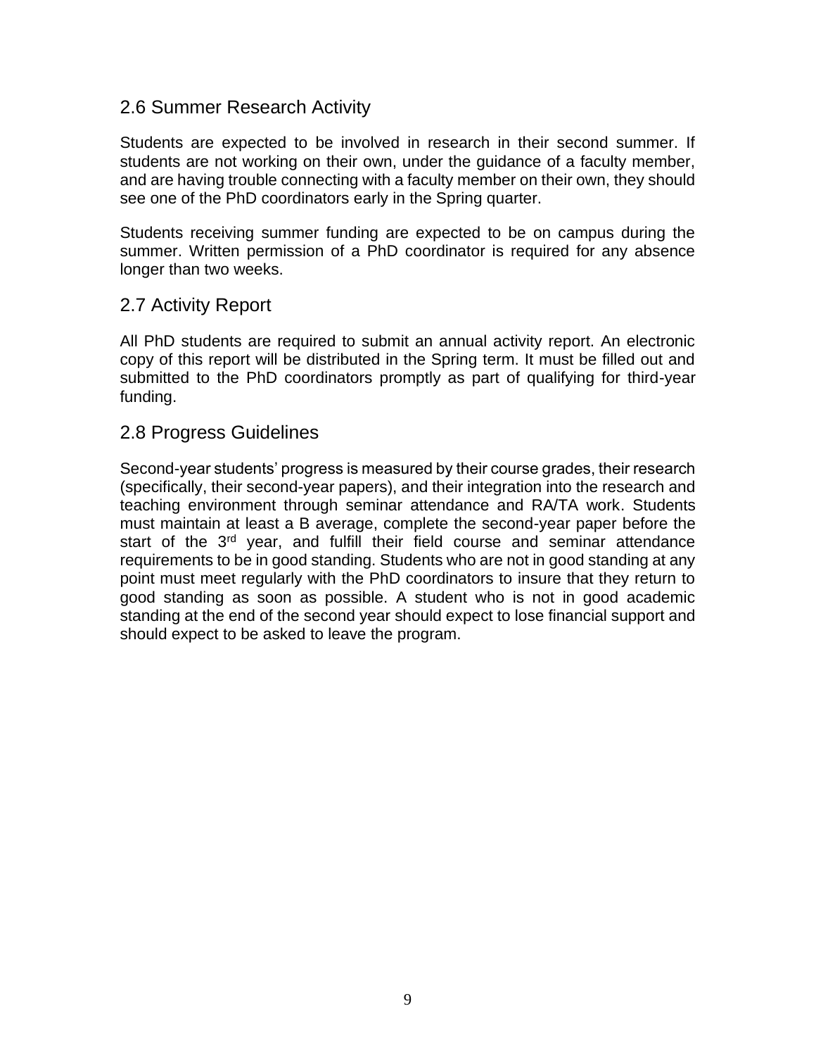## 2.6 Summer Research Activity

Students are expected to be involved in research in their second summer. If students are not working on their own, under the guidance of a faculty member, and are having trouble connecting with a faculty member on their own, they should see one of the PhD coordinators early in the Spring quarter.

Students receiving summer funding are expected to be on campus during the summer. Written permission of a PhD coordinator is required for any absence longer than two weeks.

## 2.7 Activity Report

All PhD students are required to submit an annual activity report. An electronic copy of this report will be distributed in the Spring term. It must be filled out and submitted to the PhD coordinators promptly as part of qualifying for third-year funding.

## 2.8 Progress Guidelines

Second-year students' progress is measured by their course grades, their research (specifically, their second-year papers), and their integration into the research and teaching environment through seminar attendance and RA/TA work. Students must maintain at least a B average, complete the second-year paper before the start of the 3rd year, and fulfill their field course and seminar attendance requirements to be in good standing. Students who are not in good standing at any point must meet regularly with the PhD coordinators to insure that they return to good standing as soon as possible. A student who is not in good academic standing at the end of the second year should expect to lose financial support and should expect to be asked to leave the program.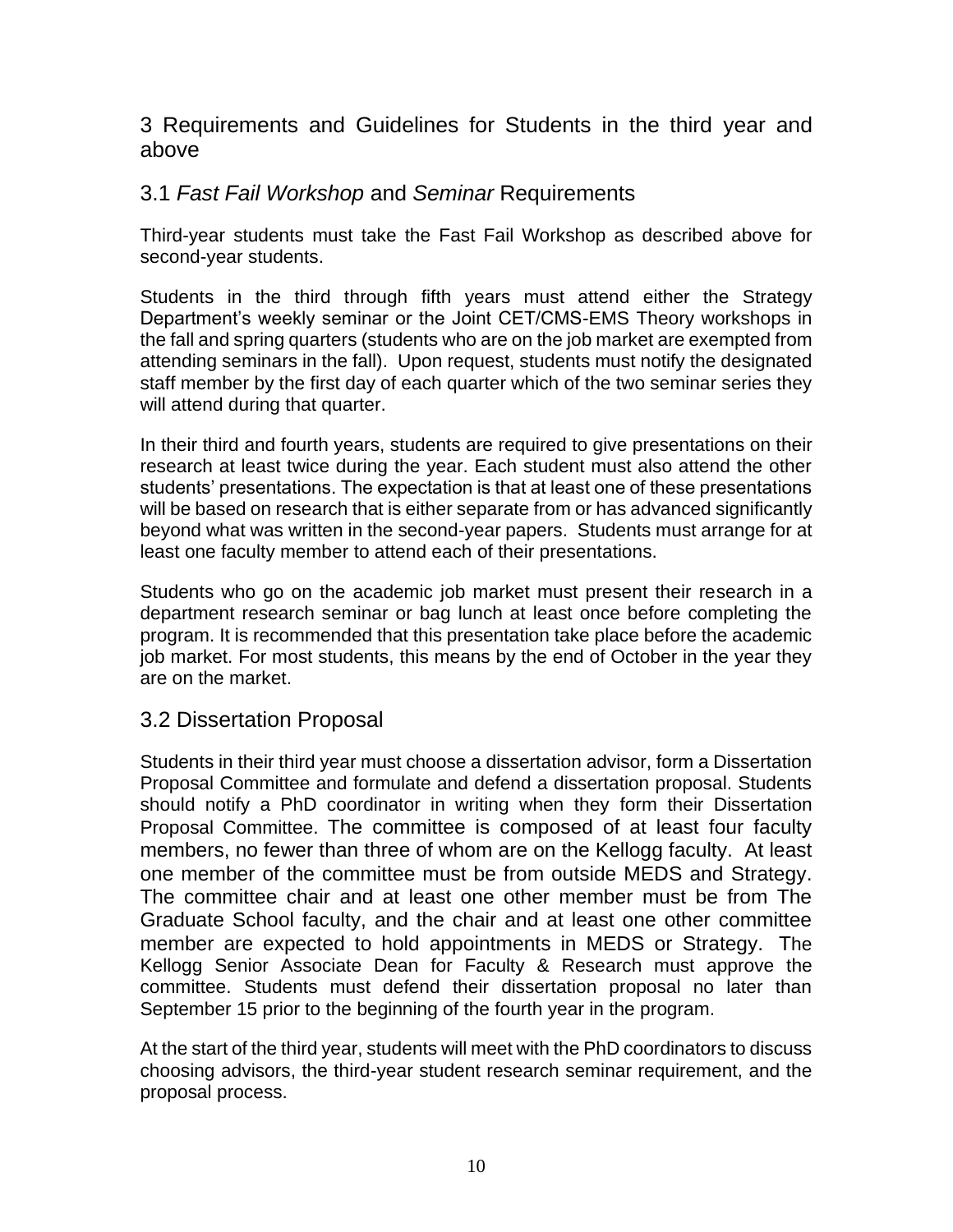# 3 Requirements and Guidelines for Students in the third year and above

## 3.1 *Fast Fail Workshop* and *Seminar* Requirements

Third-year students must take the Fast Fail Workshop as described above for second-year students.

Students in the third through fifth years must attend either the Strategy Department's weekly seminar or the Joint CET/CMS-EMS Theory workshops in the fall and spring quarters (students who are on the job market are exempted from attending seminars in the fall). Upon request, students must notify the designated staff member by the first day of each quarter which of the two seminar series they will attend during that quarter.

In their third and fourth years, students are required to give presentations on their research at least twice during the year. Each student must also attend the other students' presentations. The expectation is that at least one of these presentations will be based on research that is either separate from or has advanced significantly beyond what was written in the second-year papers. Students must arrange for at least one faculty member to attend each of their presentations.

Students who go on the academic job market must present their research in a department research seminar or bag lunch at least once before completing the program. It is recommended that this presentation take place before the academic job market. For most students, this means by the end of October in the year they are on the market.

## 3.2 Dissertation Proposal

Students in their third year must choose a dissertation advisor, form a Dissertation Proposal Committee and formulate and defend a dissertation proposal. Students should notify a PhD coordinator in writing when they form their Dissertation Proposal Committee. The committee is composed of at least four faculty members, no fewer than three of whom are on the Kellogg faculty. At least one member of the committee must be from outside MEDS and Strategy. The committee chair and at least one other member must be from The Graduate School faculty, and the chair and at least one other committee member are expected to hold appointments in MEDS or Strategy. The Kellogg Senior Associate Dean for Faculty & Research must approve the committee. Students must defend their dissertation proposal no later than September 15 prior to the beginning of the fourth year in the program.

At the start of the third year, students will meet with the PhD coordinators to discuss choosing advisors, the third-year student research seminar requirement, and the proposal process.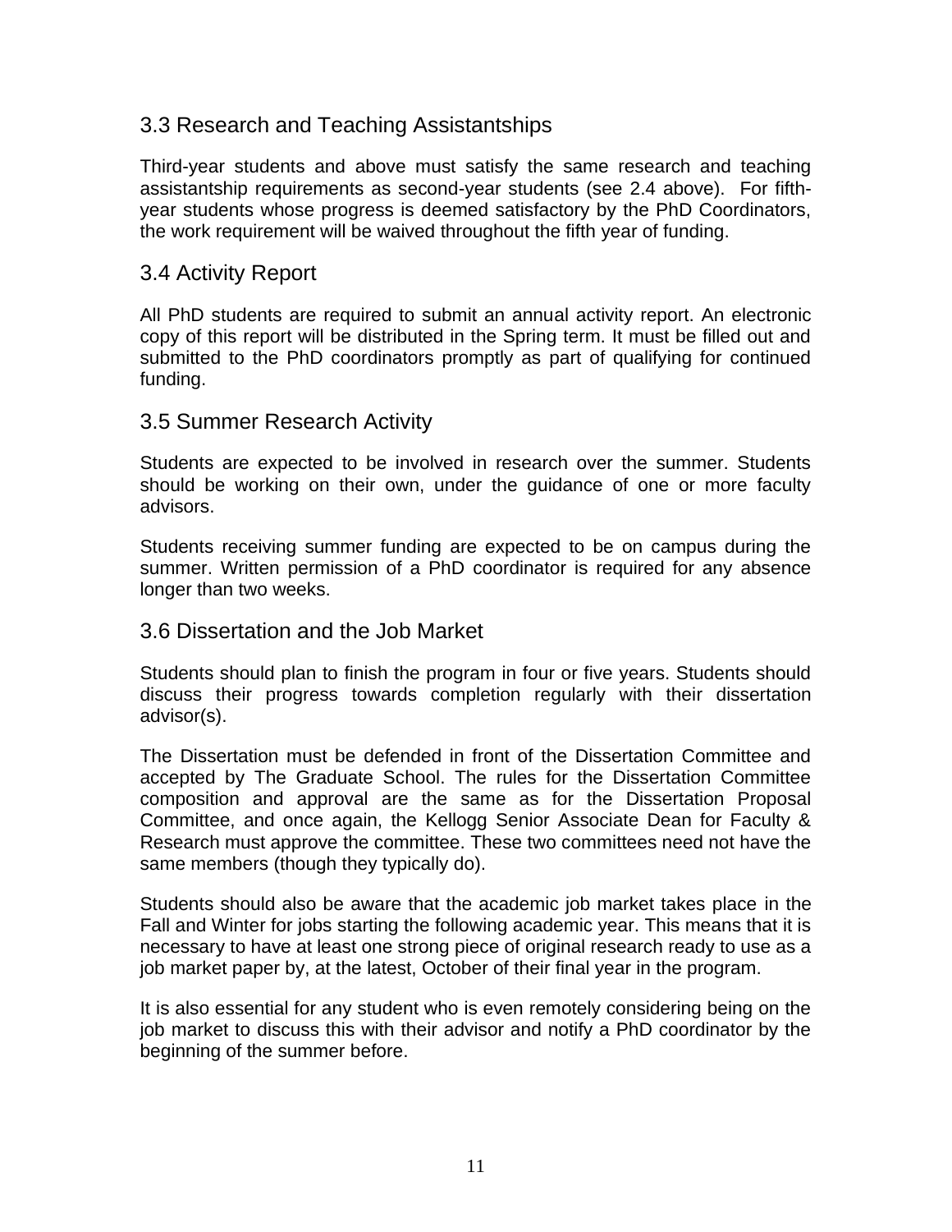## 3.3 Research and Teaching Assistantships

Third-year students and above must satisfy the same research and teaching assistantship requirements as second-year students (see 2.4 above). For fifth-year students whose progress is deemed satisfactory by the PhD Coordinators, the work requirement will be waived throughout the fifth year of funding.

## 3.4 Activity Report

All PhD students are required to submit an annual activity report. An electronic copy of this report will be distributed in the Spring term. It must be filled out and submitted to the PhD coordinators promptly as part of qualifying for continued funding.

## 3.5 Summer Research Activity

Students are expected to be involved in research over the summer. Students should be working on their own, under the guidance of one or more faculty advisors.

Students receiving summer funding are expected to be on campus during the summer. Written permission of a PhD coordinator is required for any absence longer than two weeks.

## 3.6 Dissertation and the Job Market

Students should plan to finish the program in four or five years. Students should discuss their progress towards completion regularly with their dissertation advisor(s).

The Dissertation must be defended in front of the Dissertation Committee and accepted by The Graduate School. The rules for the Dissertation Committee composition and approval are the same as for the Dissertation Proposal Committee, and once again, the Kellogg Senior Associate Dean for Faculty & Research must approve the committee. These two committees need not have the same members (though they typically do).

Students should also be aware that the academic job market takes place in the Fall and Winter for jobs starting the following academic year. This means that it is necessary to have at least one strong piece of original research ready to use as a job market paper by, at the latest, October of their final year in the program.

It is also essential for any student who is even remotely considering being on the job market to discuss this with their advisor and notify a PhD coordinator by the beginning of the summer before.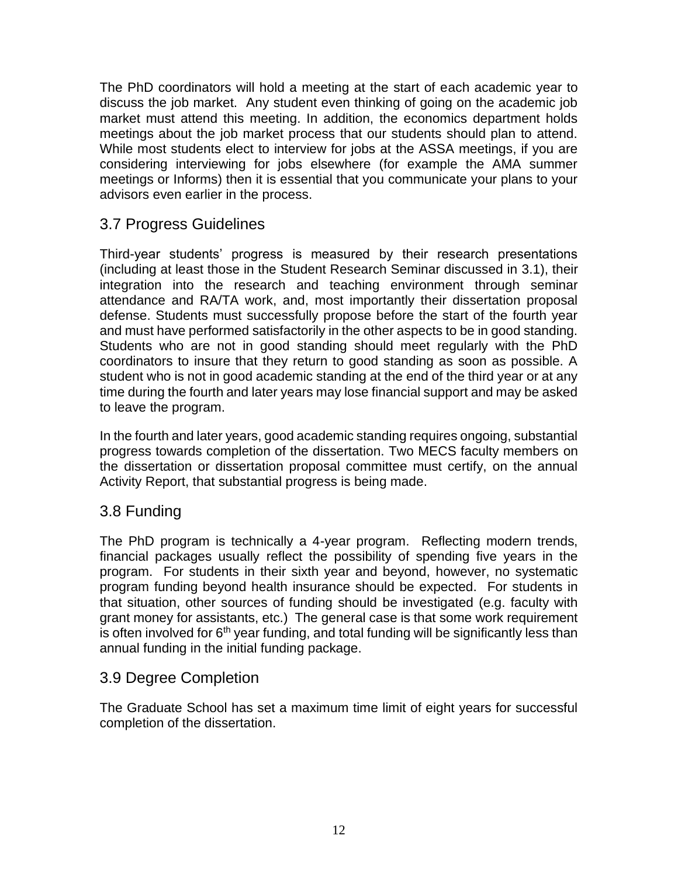The PhD coordinators will hold a meeting at the start of each academic year to discuss the job market. Any student even thinking of going on the academic job market must attend this meeting. In addition, the economics department holds meetings about the job market process that our students should plan to attend. While most students elect to interview for jobs at the ASSA meetings, if you are considering interviewing for jobs elsewhere (for example the AMA summer meetings or Informs) then it is essential that you communicate your plans to your advisors even earlier in the process.

## 3.7 Progress Guidelines

Third-year students' progress is measured by their research presentations (including at least those in the Student Research Seminar discussed in 3.1), their integration into the research and teaching environment through seminar attendance and RA/TA work, and, most importantly their dissertation proposal defense. Students must successfully propose before the start of the fourth year and must have performed satisfactorily in the other aspects to be in good standing. Students who are not in good standing should meet regularly with the PhD coordinators to insure that they return to good standing as soon as possible. A student who is not in good academic standing at the end of the third year or at any time during the fourth and later years may lose financial support and may be asked to leave the program.

In the fourth and later years, good academic standing requires ongoing, substantial progress towards completion of the dissertation. Two MECS faculty members on the dissertation or dissertation proposal committee must certify, on the annual Activity Report, that substantial progress is being made.

## 3.8 Funding

The PhD program is technically a 4-year program. Reflecting modern trends, financial packages usually reflect the possibility of spending five years in the program. For students in their sixth year and beyond, however, no systematic program funding beyond health insurance should be expected. For students in that situation, other sources of funding should be investigated (e.g. faculty with grant money for assistants, etc.) The general case is that some work requirement is often involved for 6th year funding, and total funding will be significantly less than annual funding in the initial funding package.

## 3.9 Degree Completion

The Graduate School has set a maximum time limit of eight years for successful completion of the dissertation.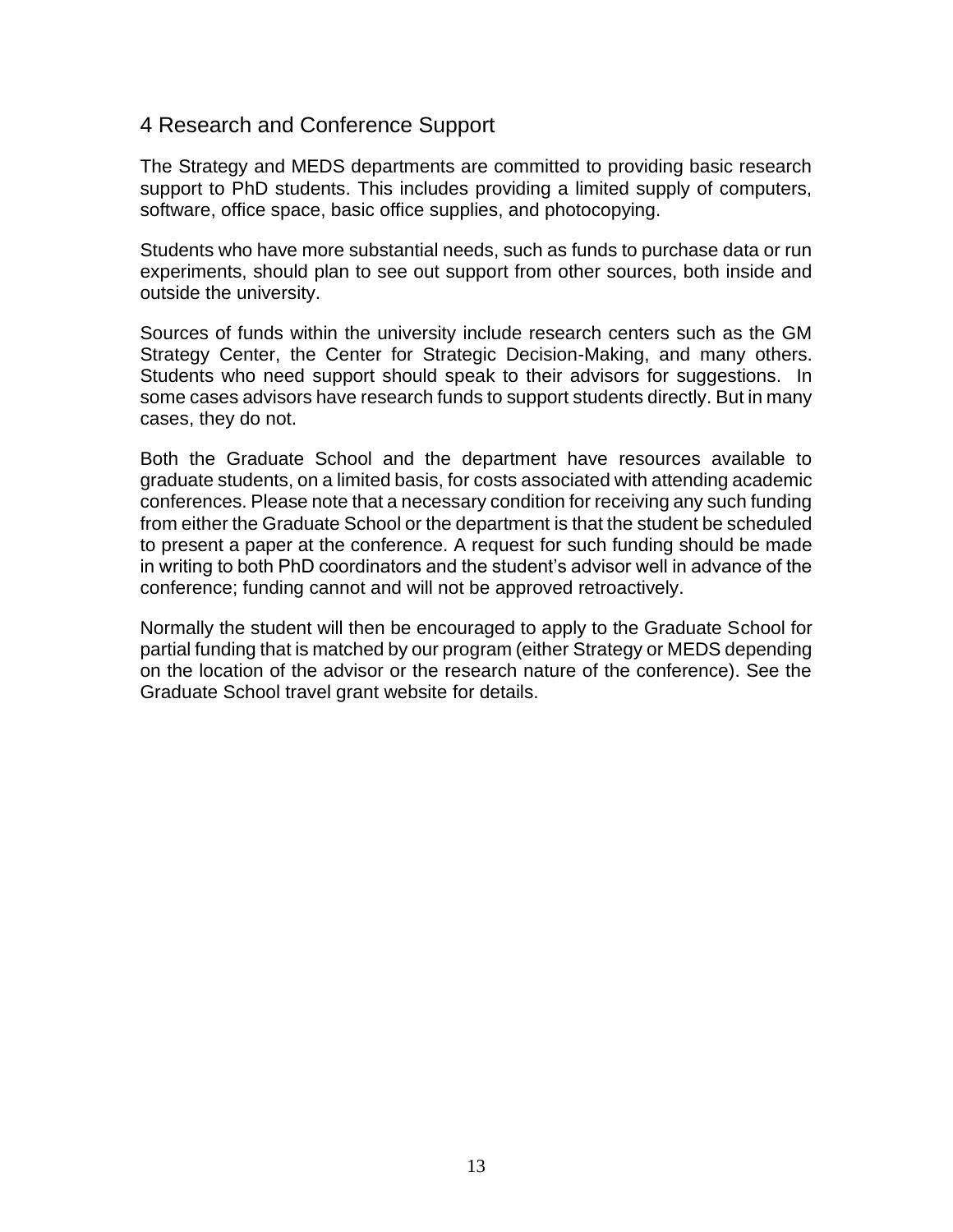## 4 Research and Conference Support

The Strategy and MEDS departments are committed to providing basic research support to PhD students. This includes providing a limited supply of computers, software, office space, basic office supplies, and photocopying.

Students who have more substantial needs, such as funds to purchase data or run experiments, should plan to see out support from other sources, both inside and outside the university.

Sources of funds within the university include research centers such as the GM Strategy Center, the Center for Strategic Decision-Making, and many others. Students who need support should speak to their advisors for suggestions. In some cases advisors have research funds to support students directly. But in many cases, they do not.

Both the Graduate School and the department have resources available to graduate students, on a limited basis, for costs associated with attending academic conferences. Please note that a necessary condition for receiving any such funding from either the Graduate School or the department is that the student be scheduled to present a paper at the conference. A request for such funding should be made in writing to both PhD coordinators and the student's advisor well in advance of the conference; funding cannot and will not be approved retroactively.

Normally the student will then be encouraged to apply to the Graduate School for partial funding that is matched by our program (either Strategy or MEDS depending on the location of the advisor or the research nature of the conference). See the Graduate School travel grant website for details.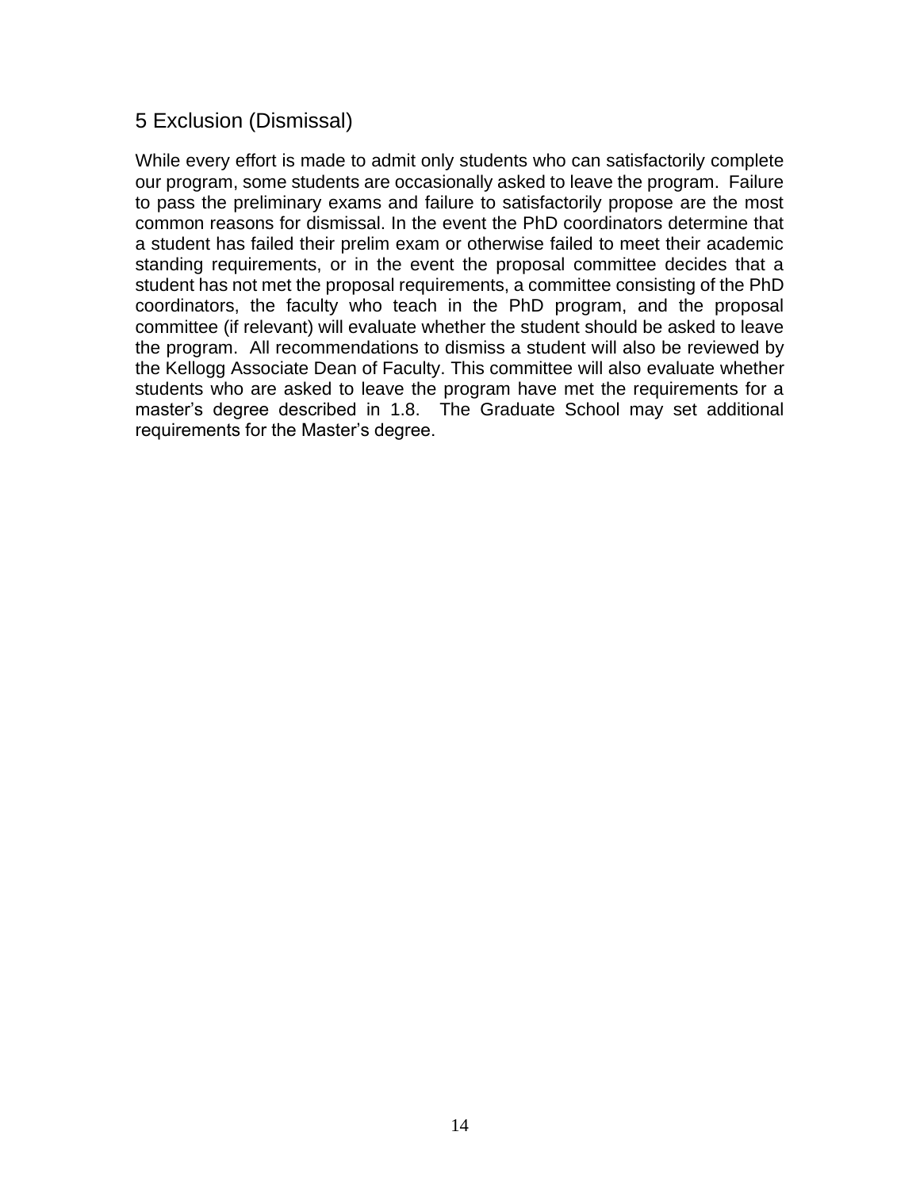# 5 Exclusion (Dismissal)

While every effort is made to admit only students who can satisfactorily complete our program, some students are occasionally asked to leave the program. Failure to pass the preliminary exams and failure to satisfactorily propose are the most common reasons for dismissal. In the event the PhD coordinators determine that a student has failed their prelim exam or otherwise failed to meet their academic standing requirements, or in the event the proposal committee decides that a student has not met the proposal requirements, a committee consisting of the PhD coordinators, the faculty who teach in the PhD program, and the proposal committee (if relevant) will evaluate whether the student should be asked to leave the program. All recommendations to dismiss a student will also be reviewed by the Kellogg Associate Dean of Faculty. This committee will also evaluate whether students who are asked to leave the program have met the requirements for a master's degree described in 1.8. The Graduate School may set additional requirements for the Master's degree.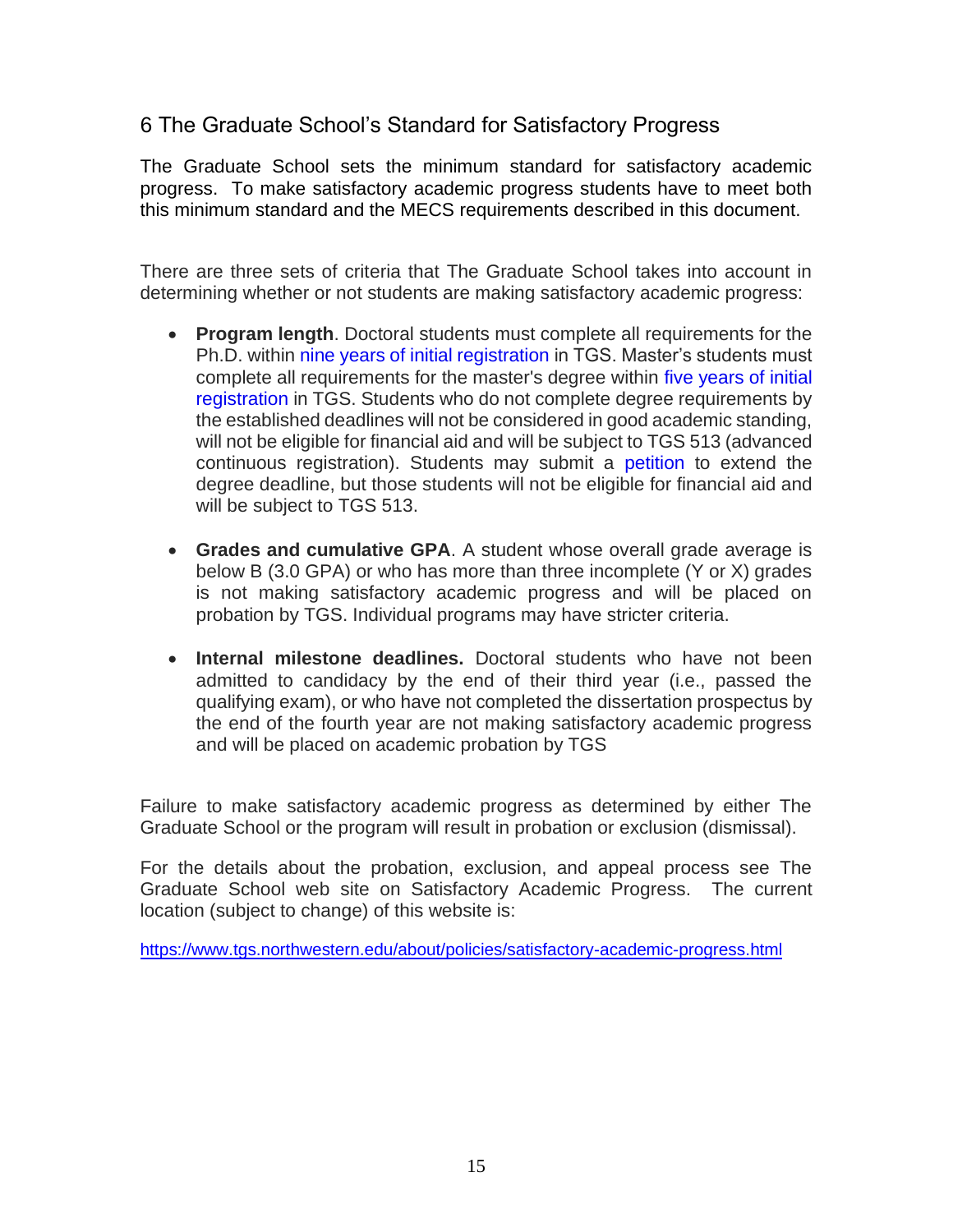## 6 The Graduate School's Standard for Satisfactory Progress

The Graduate School sets the minimum standard for satisfactory academic progress. To make satisfactory academic progress students have to meet both this minimum standard and the MECS requirements described in this document.

There are three sets of criteria that The Graduate School takes into account in determining whether or not students are making satisfactory academic progress:

- **Program length**. Doctoral students must complete all requirements for the Ph.D. within nine years of initial registration in TGS. Master's students must complete all requirements for the master's degree within five years of initial registration in TGS. Students who do not complete degree requirements by the established deadlines will not be considered in good academic standing, will not be eligible for financial aid and will be subject to TGS 513 (advanced continuous registration). Students may submit a petition to extend the degree deadline, but those students will not be eligible for financial aid and will be subject to TGS 513.

- **Grades and cumulative GPA**. A student whose overall grade average is below B (3.0 GPA) or who has more than three incomplete (Y or X) grades is not making satisfactory academic progress and will be placed on probation by TGS. Individual programs may have stricter criteria.

- **Internal milestone deadlines.** Doctoral students who have not been admitted to candidacy by the end of their third year (i.e., passed the qualifying exam), or who have not completed the dissertation prospectus by the end of the fourth year are not making satisfactory academic progress and will be placed on academic probation by TGS

Failure to make satisfactory academic progress as determined by either The Graduate School or the program will result in probation or exclusion (dismissal).

For the details about the probation, exclusion, and appeal process see The Graduate School web site on Satisfactory Academic Progress. The current location (subject to change) of this website is:

https://www.tgs.northwestern.edu/about/policies/satisfactory-academic-progress.html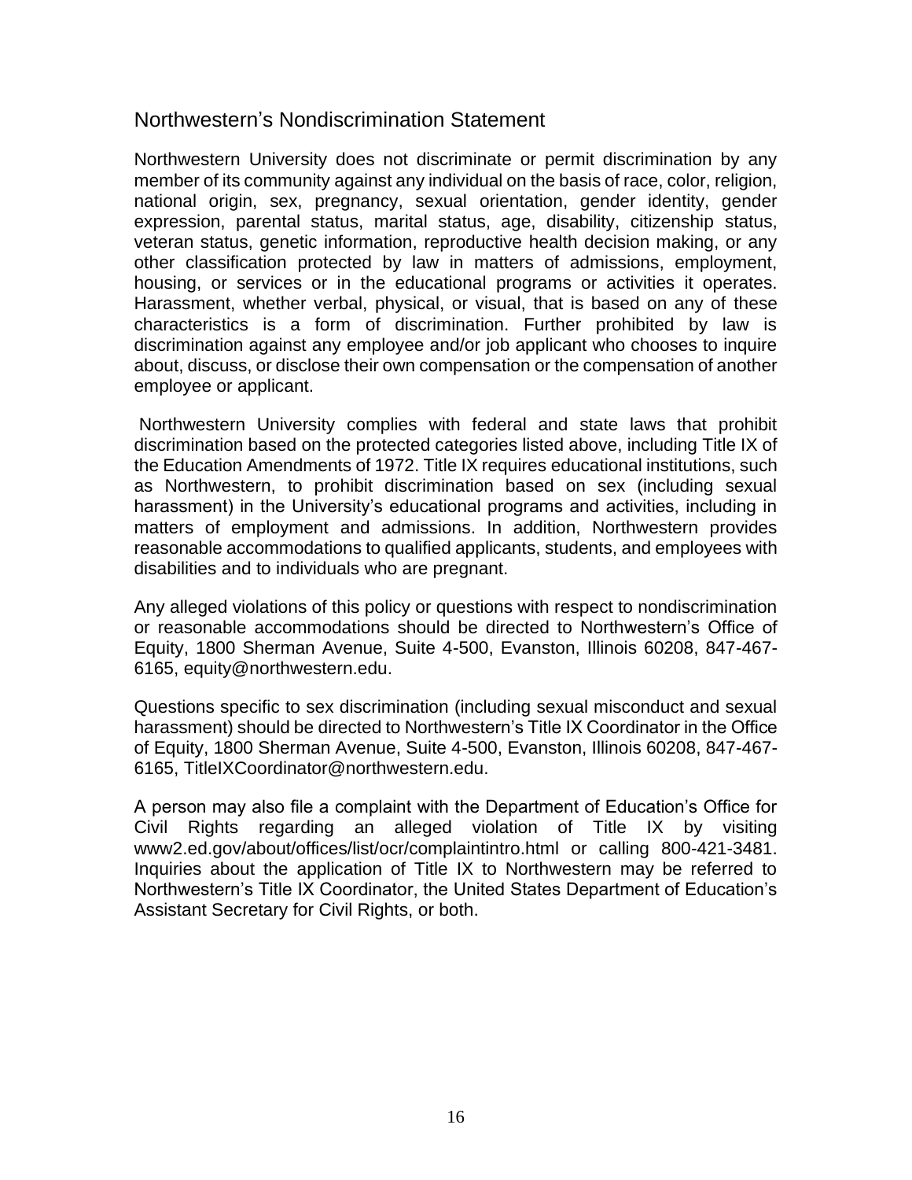## Northwestern's Nondiscrimination Statement

Northwestern University does not discriminate or permit discrimination by any member of its community against any individual on the basis of race, color, religion, national origin, sex, pregnancy, sexual orientation, gender identity, gender expression, parental status, marital status, age, disability, citizenship status, veteran status, genetic information, reproductive health decision making, or any other classification protected by law in matters of admissions, employment, housing, or services or in the educational programs or activities it operates. Harassment, whether verbal, physical, or visual, that is based on any of these characteristics is a form of discrimination. Further prohibited by law is discrimination against any employee and/or job applicant who chooses to inquire about, discuss, or disclose their own compensation or the compensation of another employee or applicant.

Northwestern University complies with federal and state laws that prohibit discrimination based on the protected categories listed above, including Title IX of the Education Amendments of 1972. Title IX requires educational institutions, such as Northwestern, to prohibit discrimination based on sex (including sexual harassment) in the University's educational programs and activities, including in matters of employment and admissions. In addition, Northwestern provides reasonable accommodations to qualified applicants, students, and employees with disabilities and to individuals who are pregnant.

Any alleged violations of this policy or questions with respect to nondiscrimination or reasonable accommodations should be directed to Northwestern's Office of Equity, 1800 Sherman Avenue, Suite 4-500, Evanston, Illinois 60208, 847-467-6165, equity@northwestern.edu.

Questions specific to sex discrimination (including sexual misconduct and sexual harassment) should be directed to Northwestern's Title IX Coordinator in the Office of Equity, 1800 Sherman Avenue, Suite 4-500, Evanston, Illinois 60208, 847-467-6165, TitleIXCoordinator@northwestern.edu.

A person may also file a complaint with the Department of Education's Office for Civil Rights regarding an alleged violation of Title IX by visiting www2.ed.gov/about/offices/list/ocr/complaintintro.html or calling 800-421-3481. Inquiries about the application of Title IX to Northwestern may be referred to Northwestern's Title IX Coordinator, the United States Department of Education's Assistant Secretary for Civil Rights, or both.